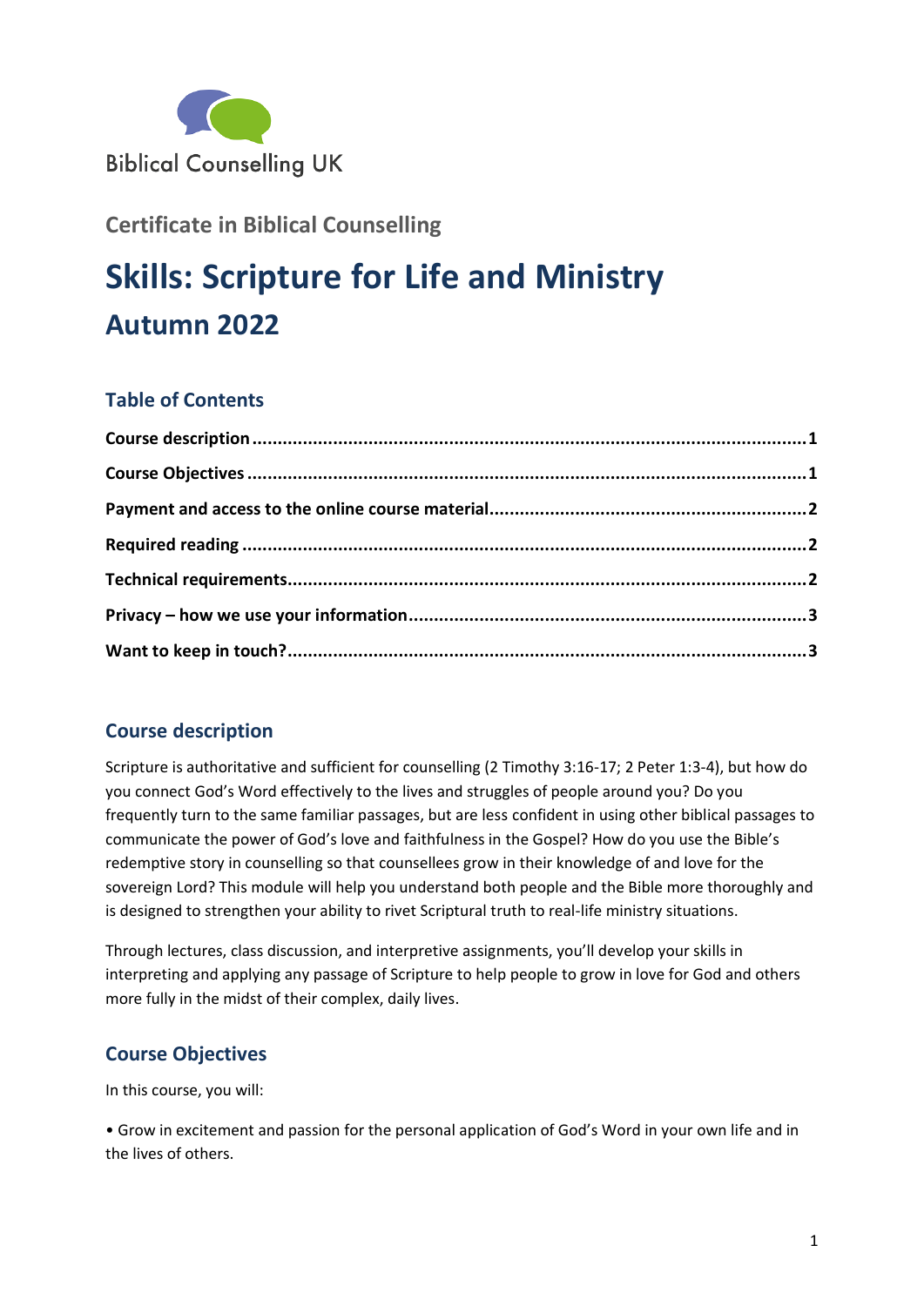Biblical Counselling UK

## Certificate in Biblical Counselling

# Skills: Scripture for Life and Ministry

## Autumn 2022

### Table of Contents

**Course description** .......... **1**

**Course Objectives** .......... **1**

**Payment and access to the online course material** .......... **2**

**Required reading** .......... **2**

**Technical requirements** .......... **2**

**Privacy – how we use your information** .......... **3**

**Want to keep in touch?** .......... **3**

### Course description

Scripture is authoritative and sufficient for counselling (2 Timothy 3:16-17; 2 Peter 1:3-4), but how do you connect God's Word effectively to the lives and struggles of people around you? Do you frequently turn to the same familiar passages, but are less confident in using other biblical passages to communicate the power of God's love and faithfulness in the Gospel? How do you use the Bible's redemptive story in counselling so that counsellees grow in their knowledge of and love for the sovereign Lord? This module will help you understand both people and the Bible more thoroughly and is designed to strengthen your ability to rivet Scriptural truth to real-life ministry situations.

Through lectures, class discussion, and interpretive assignments, you'll develop your skills in interpreting and applying any passage of Scripture to help people to grow in love for God and others more fully in the midst of their complex, daily lives.

### Course Objectives

In this course, you will:

• Grow in excitement and passion for the personal application of God's Word in your own life and in the lives of others.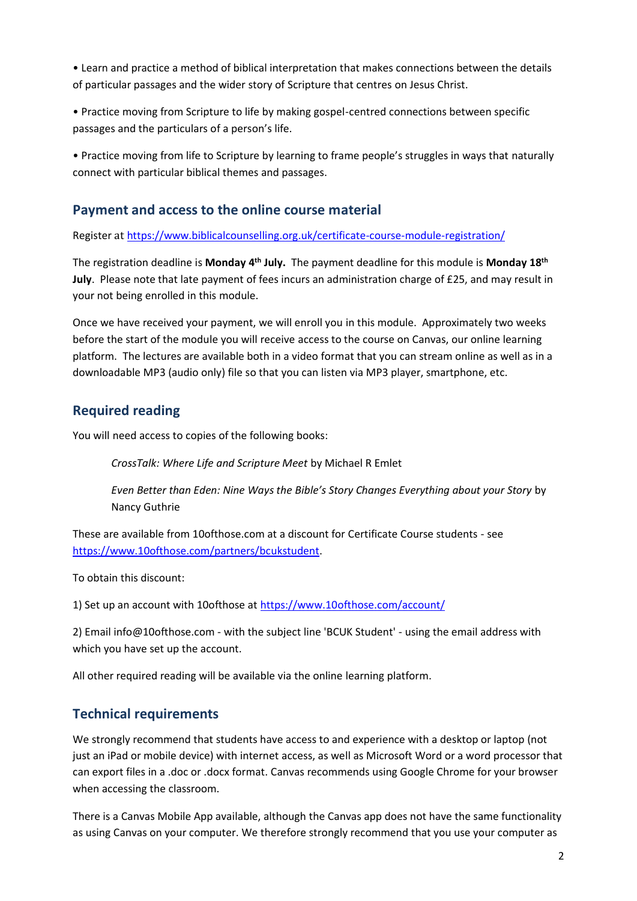- Learn and practice a method of biblical interpretation that makes connections between the details of particular passages and the wider story of Scripture that centres on Jesus Christ.
- Practice moving from Scripture to life by making gospel-centred connections between specific passages and the particulars of a person's life.
- Practice moving from life to Scripture by learning to frame people's struggles in ways that naturally connect with particular biblical themes and passages.

## Payment and access to the online course material

Register at [https://www.biblicalcounselling.org.uk/certificate-course-module-registration/](https://www.biblicalcounselling.org.uk/certificate-course-module-registration/)

The registration deadline is **Monday 4th July.** The payment deadline for this module is **Monday 18th July**. Please note that late payment of fees incurs an administration charge of £25, and may result in your not being enrolled in this module.

Once we have received your payment, we will enroll you in this module. Approximately two weeks before the start of the module you will receive access to the course on Canvas, our online learning platform. The lectures are available both in a video format that you can stream online as well as in a downloadable MP3 (audio only) file so that you can listen via MP3 player, smartphone, etc.

## Required reading

You will need access to copies of the following books:

> *CrossTalk: Where Life and Scripture Meet* by Michael R Emlet
>
> *Even Better than Eden: Nine Ways the Bible's Story Changes Everything about your Story* by Nancy Guthrie

These are available from 10ofthose.com at a discount for Certificate Course students - see [https://www.10ofthose.com/partners/bcukstudent](https://www.10ofthose.com/partners/bcukstudent).

To obtain this discount:

1) Set up an account with 10ofthose at [https://www.10ofthose.com/account/](https://www.10ofthose.com/account/)

2) Email info@10ofthose.com - with the subject line 'BCUK Student' - using the email address with which you have set up the account.

All other required reading will be available via the online learning platform.

## Technical requirements

We strongly recommend that students have access to and experience with a desktop or laptop (not just an iPad or mobile device) with internet access, as well as Microsoft Word or a word processor that can export files in a .doc or .docx format. Canvas recommends using Google Chrome for your browser when accessing the classroom.

There is a Canvas Mobile App available, although the Canvas app does not have the same functionality as using Canvas on your computer. We therefore strongly recommend that you use your computer as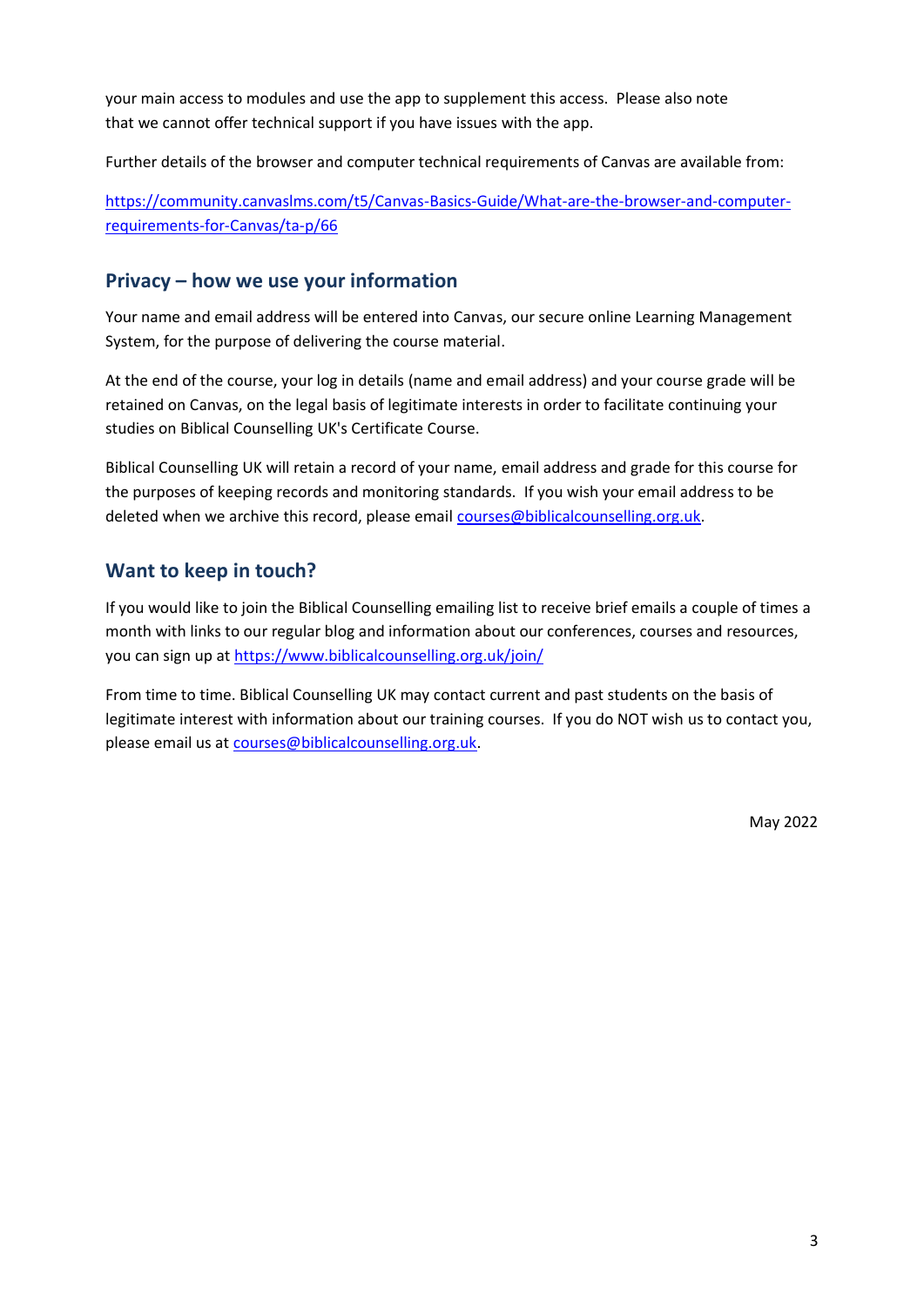your main access to modules and use the app to supplement this access. Please also note that we cannot offer technical support if you have issues with the app.

Further details of the browser and computer technical requirements of Canvas are available from:

https://community.canvaslms.com/t5/Canvas-Basics-Guide/What-are-the-browser-and-computer-requirements-for-Canvas/ta-p/66

## Privacy – how we use your information

Your name and email address will be entered into Canvas, our secure online Learning Management System, for the purpose of delivering the course material.

At the end of the course, your log in details (name and email address) and your course grade will be retained on Canvas, on the legal basis of legitimate interests in order to facilitate continuing your studies on Biblical Counselling UK's Certificate Course.

Biblical Counselling UK will retain a record of your name, email address and grade for this course for the purposes of keeping records and monitoring standards. If you wish your email address to be deleted when we archive this record, please email courses@biblicalcounselling.org.uk.

## Want to keep in touch?

If you would like to join the Biblical Counselling emailing list to receive brief emails a couple of times a month with links to our regular blog and information about our conferences, courses and resources, you can sign up at https://www.biblicalcounselling.org.uk/join/

From time to time. Biblical Counselling UK may contact current and past students on the basis of legitimate interest with information about our training courses. If you do NOT wish us to contact you, please email us at courses@biblicalcounselling.org.uk.

May 2022